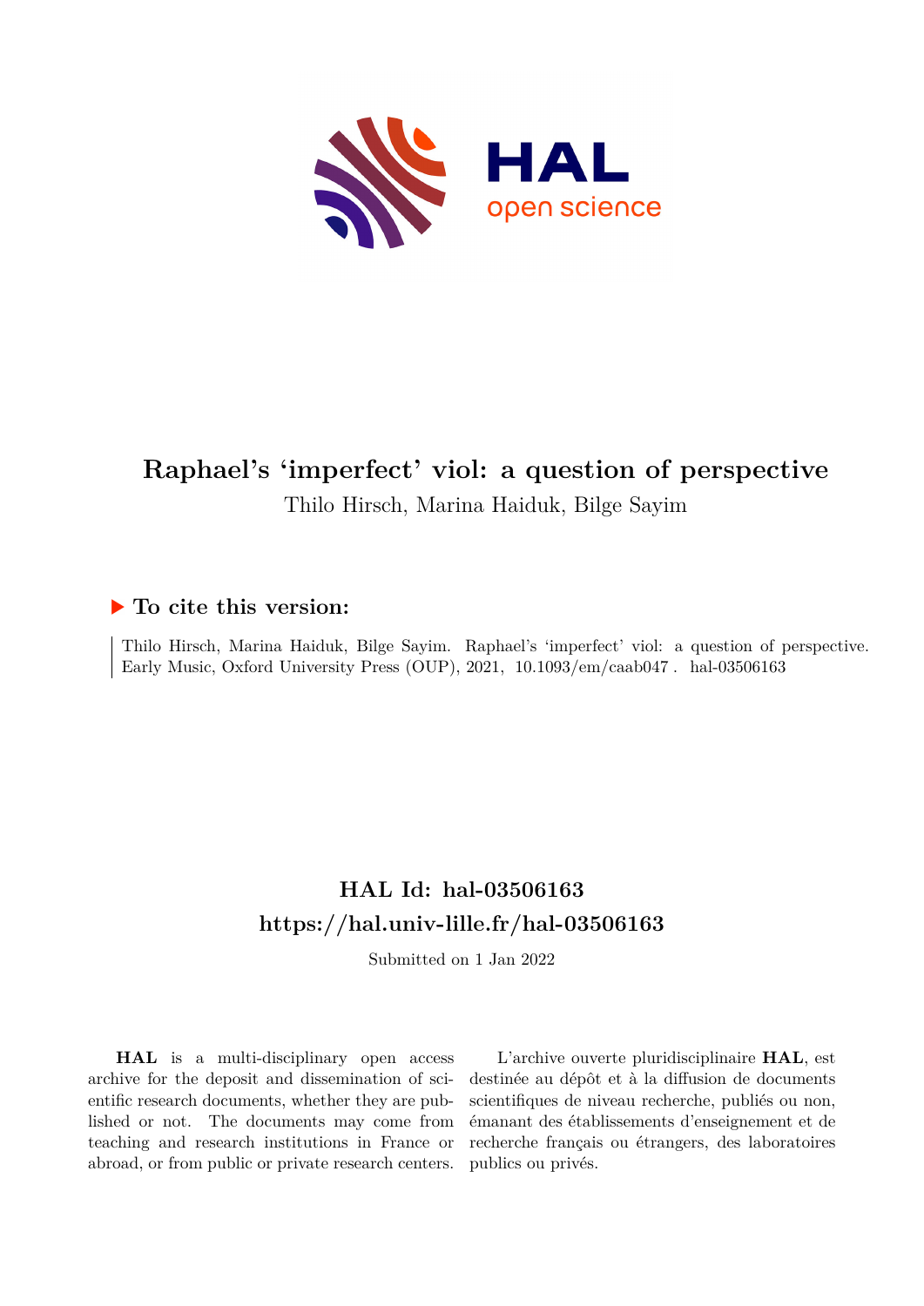# Raphael's 'imperfect' viol: a question of perspective

Thilo Hirsch, Marina Haiduk, Bilge Sayim

## ▶ To cite this version:

Thilo Hirsch, Marina Haiduk, Bilge Sayim. Raphael's 'imperfect' viol: a question of perspective. Early Music, Oxford University Press (OUP), 2021, 10.1093/em/caab047 . hal-03506163

## HAL Id: hal-03506163
## https://hal.univ-lille.fr/hal-03506163

Submitted on 1 Jan 2022

**HAL** is a multi-disciplinary open access archive for the deposit and dissemination of scientific research documents, whether they are published or not. The documents may come from teaching and research institutions in France or abroad, or from public or private research centers.

L'archive ouverte pluridisciplinaire **HAL**, est destinée au dépôt et à la diffusion de documents scientifiques de niveau recherche, publiés ou non, émanant des établissements d'enseignement et de recherche français ou étrangers, des laboratoires publics ou privés.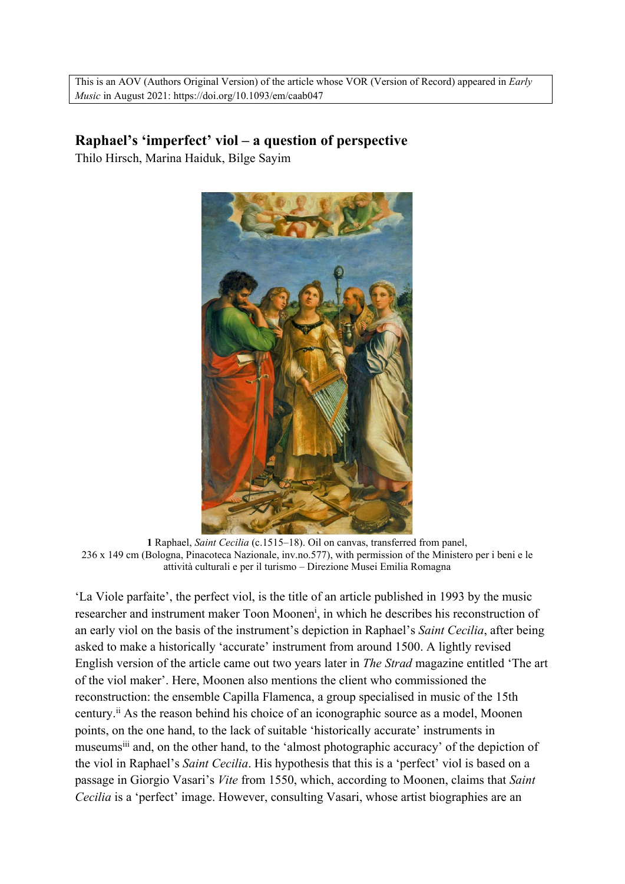This is an AOV (Authors Original Version) of the article whose VOR (Version of Record) appeared in *Early Music* in August 2021: https://doi.org/10.1093/em/caab047

## Raphael's 'imperfect' viol – a question of perspective

Thilo Hirsch, Marina Haiduk, Bilge Sayim

**1** Raphael, *Saint Cecilia* (c.1515–18). Oil on canvas, transferred from panel, 236 x 149 cm (Bologna, Pinacoteca Nazionale, inv.no.577), with permission of the Ministero per i beni e le attività culturali e per il turismo – Direzione Musei Emilia Romagna

'La Viole parfaite', the perfect viol, is the title of an article published in 1993 by the music researcher and instrument maker Toon Moonen[i], in which he describes his reconstruction of an early viol on the basis of the instrument's depiction in Raphael's *Saint Cecilia*, after being asked to make a historically 'accurate' instrument from around 1500. A lightly revised English version of the article came out two years later in *The Strad* magazine entitled 'The art of the viol maker'. Here, Moonen also mentions the client who commissioned the reconstruction: the ensemble Capilla Flamenca, a group specialised in music of the 15th century.[ii] As the reason behind his choice of an iconographic source as a model, Moonen points, on the one hand, to the lack of suitable 'historically accurate' instruments in museums[iii] and, on the other hand, to the 'almost photographic accuracy' of the depiction of the viol in Raphael's *Saint Cecilia*. His hypothesis that this is a 'perfect' viol is based on a passage in Giorgio Vasari's *Vite* from 1550, which, according to Moonen, claims that *Saint Cecilia* is a 'perfect' image. However, consulting Vasari, whose artist biographies are an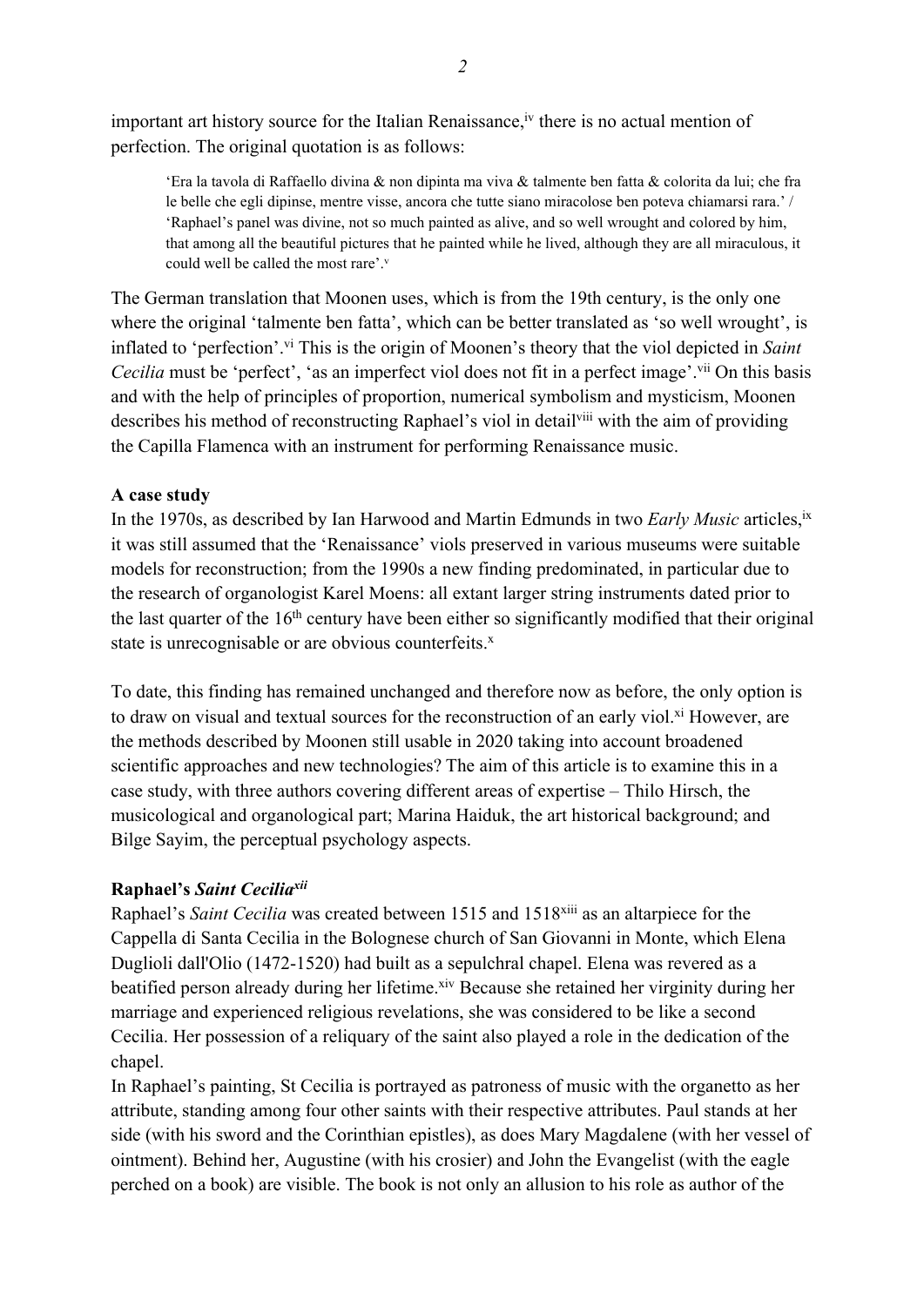important art history source for the Italian Renaissance,[iv] there is no actual mention of perfection. The original quotation is as follows:

> 'Era la tavola di Raffaello divina & non dipinta ma viva & talmente ben fatta & colorita da lui; che fra le belle che egli dipinse, mentre visse, ancora che tutte siano miracolose ben poteva chiamarsi rara.' / 'Raphael's panel was divine, not so much painted as alive, and so well wrought and colored by him, that among all the beautiful pictures that he painted while he lived, although they are all miraculous, it could well be called the most rare'.[v]

The German translation that Moonen uses, which is from the 19th century, is the only one where the original 'talmente ben fatta', which can be better translated as 'so well wrought', is inflated to 'perfection'.[vi] This is the origin of Moonen's theory that the viol depicted in *Saint Cecilia* must be 'perfect', 'as an imperfect viol does not fit in a perfect image'.[vii] On this basis and with the help of principles of proportion, numerical symbolism and mysticism, Moonen describes his method of reconstructing Raphael's viol in detail[viii] with the aim of providing the Capilla Flamenca with an instrument for performing Renaissance music.

**A case study**

In the 1970s, as described by Ian Harwood and Martin Edmunds in two *Early Music* articles,[ix] it was still assumed that the 'Renaissance' viols preserved in various museums were suitable models for reconstruction; from the 1990s a new finding predominated, in particular due to the research of organologist Karel Moens: all extant larger string instruments dated prior to the last quarter of the 16th century have been either so significantly modified that their original state is unrecognisable or are obvious counterfeits.[x]

To date, this finding has remained unchanged and therefore now as before, the only option is to draw on visual and textual sources for the reconstruction of an early viol.[xi] However, are the methods described by Moonen still usable in 2020 taking into account broadened scientific approaches and new technologies? The aim of this article is to examine this in a case study, with three authors covering different areas of expertise – Thilo Hirsch, the musicological and organological part; Marina Haiduk, the art historical background; and Bilge Sayim, the perceptual psychology aspects.

**Raphael's *Saint Cecilia*[xii]**

Raphael's *Saint Cecilia* was created between 1515 and 1518[xiii] as an altarpiece for the Cappella di Santa Cecilia in the Bolognese church of San Giovanni in Monte, which Elena Duglioli dall'Olio (1472-1520) had built as a sepulchral chapel. Elena was revered as a beatified person already during her lifetime.[xiv] Because she retained her virginity during her marriage and experienced religious revelations, she was considered to be like a second Cecilia. Her possession of a reliquary of the saint also played a role in the dedication of the chapel.

In Raphael's painting, St Cecilia is portrayed as patroness of music with the organetto as her attribute, standing among four other saints with their respective attributes. Paul stands at her side (with his sword and the Corinthian epistles), as does Mary Magdalene (with her vessel of ointment). Behind her, Augustine (with his crosier) and John the Evangelist (with the eagle perched on a book) are visible. The book is not only an allusion to his role as author of the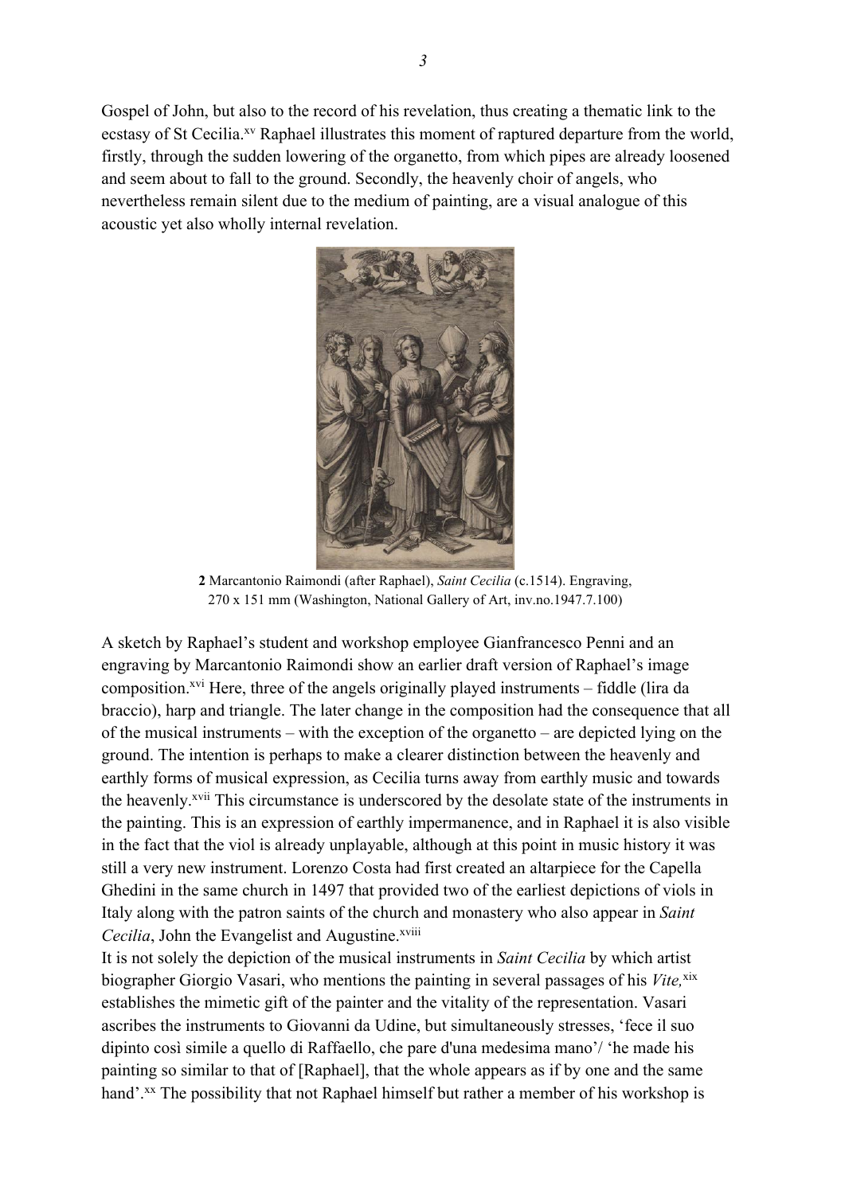Gospel of John, but also to the record of his revelation, thus creating a thematic link to the ecstasy of St Cecilia.[xv] Raphael illustrates this moment of raptured departure from the world, firstly, through the sudden lowering of the organetto, from which pipes are already loosened and seem about to fall to the ground. Secondly, the heavenly choir of angels, who nevertheless remain silent due to the medium of painting, are a visual analogue of this acoustic yet also wholly internal revelation.

**2** Marcantonio Raimondi (after Raphael), *Saint Cecilia* (c.1514). Engraving, 270 x 151 mm (Washington, National Gallery of Art, inv.no.1947.7.100)

A sketch by Raphael's student and workshop employee Gianfrancesco Penni and an engraving by Marcantonio Raimondi show an earlier draft version of Raphael's image composition.[xvi] Here, three of the angels originally played instruments – fiddle (lira da braccio), harp and triangle. The later change in the composition had the consequence that all of the musical instruments – with the exception of the organetto – are depicted lying on the ground. The intention is perhaps to make a clearer distinction between the heavenly and earthly forms of musical expression, as Cecilia turns away from earthly music and towards the heavenly.[xvii] This circumstance is underscored by the desolate state of the instruments in the painting. This is an expression of earthly impermanence, and in Raphael it is also visible in the fact that the viol is already unplayable, although at this point in music history it was still a very new instrument. Lorenzo Costa had first created an altarpiece for the Capella Ghedini in the same church in 1497 that provided two of the earliest depictions of viols in Italy along with the patron saints of the church and monastery who also appear in *Saint Cecilia*, John the Evangelist and Augustine.[xviii]

It is not solely the depiction of the musical instruments in *Saint Cecilia* by which artist biographer Giorgio Vasari, who mentions the painting in several passages of his *Vite,*[xix] establishes the mimetic gift of the painter and the vitality of the representation. Vasari ascribes the instruments to Giovanni da Udine, but simultaneously stresses, 'fece il suo dipinto così simile a quello di Raffaello, che pare d'una medesima mano'/ 'he made his painting so similar to that of [Raphael], that the whole appears as if by one and the same hand'.[xx] The possibility that not Raphael himself but rather a member of his workshop is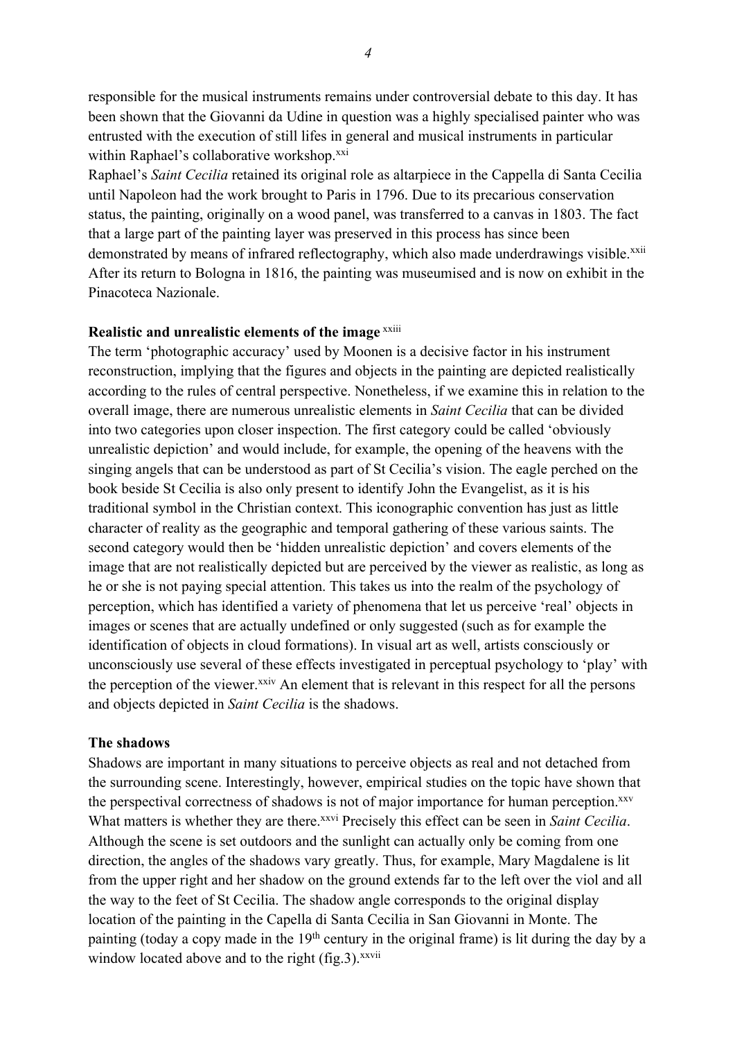responsible for the musical instruments remains under controversial debate to this day. It has been shown that the Giovanni da Udine in question was a highly specialised painter who was entrusted with the execution of still lifes in general and musical instruments in particular within Raphael's collaborative workshop.[xxi]

Raphael's *Saint Cecilia* retained its original role as altarpiece in the Cappella di Santa Cecilia until Napoleon had the work brought to Paris in 1796. Due to its precarious conservation status, the painting, originally on a wood panel, was transferred to a canvas in 1803. The fact that a large part of the painting layer was preserved in this process has since been demonstrated by means of infrared reflectography, which also made underdrawings visible.[xxii] After its return to Bologna in 1816, the painting was museumised and is now on exhibit in the Pinacoteca Nazionale.

**Realistic and unrealistic elements of the image** [xxiii]

The term 'photographic accuracy' used by Moonen is a decisive factor in his instrument reconstruction, implying that the figures and objects in the painting are depicted realistically according to the rules of central perspective. Nonetheless, if we examine this in relation to the overall image, there are numerous unrealistic elements in *Saint Cecilia* that can be divided into two categories upon closer inspection. The first category could be called 'obviously unrealistic depiction' and would include, for example, the opening of the heavens with the singing angels that can be understood as part of St Cecilia's vision. The eagle perched on the book beside St Cecilia is also only present to identify John the Evangelist, as it is his traditional symbol in the Christian context. This iconographic convention has just as little character of reality as the geographic and temporal gathering of these various saints. The second category would then be 'hidden unrealistic depiction' and covers elements of the image that are not realistically depicted but are perceived by the viewer as realistic, as long as he or she is not paying special attention. This takes us into the realm of the psychology of perception, which has identified a variety of phenomena that let us perceive 'real' objects in images or scenes that are actually undefined or only suggested (such as for example the identification of objects in cloud formations). In visual art as well, artists consciously or unconsciously use several of these effects investigated in perceptual psychology to 'play' with the perception of the viewer.[xxiv] An element that is relevant in this respect for all the persons and objects depicted in *Saint Cecilia* is the shadows.

**The shadows**

Shadows are important in many situations to perceive objects as real and not detached from the surrounding scene. Interestingly, however, empirical studies on the topic have shown that the perspectival correctness of shadows is not of major importance for human perception.[xxv] What matters is whether they are there.[xxvi] Precisely this effect can be seen in *Saint Cecilia*. Although the scene is set outdoors and the sunlight can actually only be coming from one direction, the angles of the shadows vary greatly. Thus, for example, Mary Magdalene is lit from the upper right and her shadow on the ground extends far to the left over the viol and all the way to the feet of St Cecilia. The shadow angle corresponds to the original display location of the painting in the Capella di Santa Cecilia in San Giovanni in Monte. The painting (today a copy made in the 19th century in the original frame) is lit during the day by a window located above and to the right (fig.3).[xxvii]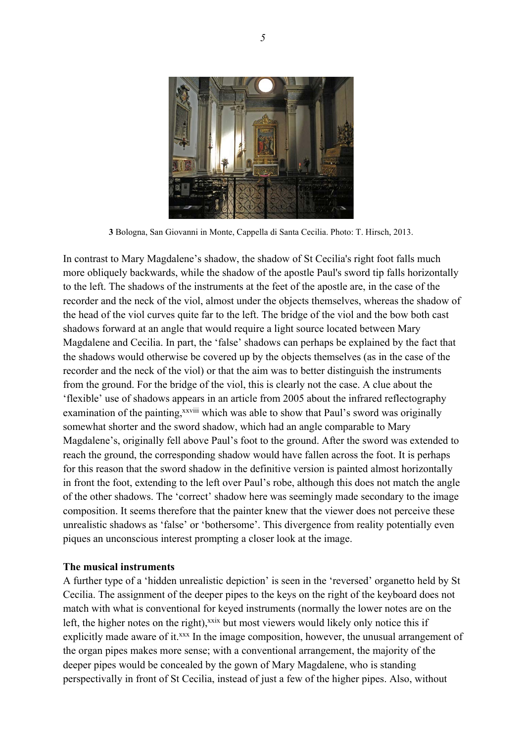**3** Bologna, San Giovanni in Monte, Cappella di Santa Cecilia. Photo: T. Hirsch, 2013.

In contrast to Mary Magdalene's shadow, the shadow of St Cecilia's right foot falls much more obliquely backwards, while the shadow of the apostle Paul's sword tip falls horizontally to the left. The shadows of the instruments at the feet of the apostle are, in the case of the recorder and the neck of the viol, almost under the objects themselves, whereas the shadow of the head of the viol curves quite far to the left. The bridge of the viol and the bow both cast shadows forward at an angle that would require a light source located between Mary Magdalene and Cecilia. In part, the 'false' shadows can perhaps be explained by the fact that the shadows would otherwise be covered up by the objects themselves (as in the case of the recorder and the neck of the viol) or that the aim was to better distinguish the instruments from the ground. For the bridge of the viol, this is clearly not the case. A clue about the 'flexible' use of shadows appears in an article from 2005 about the infrared reflectography examination of the painting,[xxviii] which was able to show that Paul's sword was originally somewhat shorter and the sword shadow, which had an angle comparable to Mary Magdalene's, originally fell above Paul's foot to the ground. After the sword was extended to reach the ground, the corresponding shadow would have fallen across the foot. It is perhaps for this reason that the sword shadow in the definitive version is painted almost horizontally in front the foot, extending to the left over Paul's robe, although this does not match the angle of the other shadows. The 'correct' shadow here was seemingly made secondary to the image composition. It seems therefore that the painter knew that the viewer does not perceive these unrealistic shadows as 'false' or 'bothersome'. This divergence from reality potentially even piques an unconscious interest prompting a closer look at the image.

**The musical instruments**

A further type of a 'hidden unrealistic depiction' is seen in the 'reversed' organetto held by St Cecilia. The assignment of the deeper pipes to the keys on the right of the keyboard does not match with what is conventional for keyed instruments (normally the lower notes are on the left, the higher notes on the right),[xxix] but most viewers would likely only notice this if explicitly made aware of it.[xxx] In the image composition, however, the unusual arrangement of the organ pipes makes more sense; with a conventional arrangement, the majority of the deeper pipes would be concealed by the gown of Mary Magdalene, who is standing perspectivally in front of St Cecilia, instead of just a few of the higher pipes. Also, without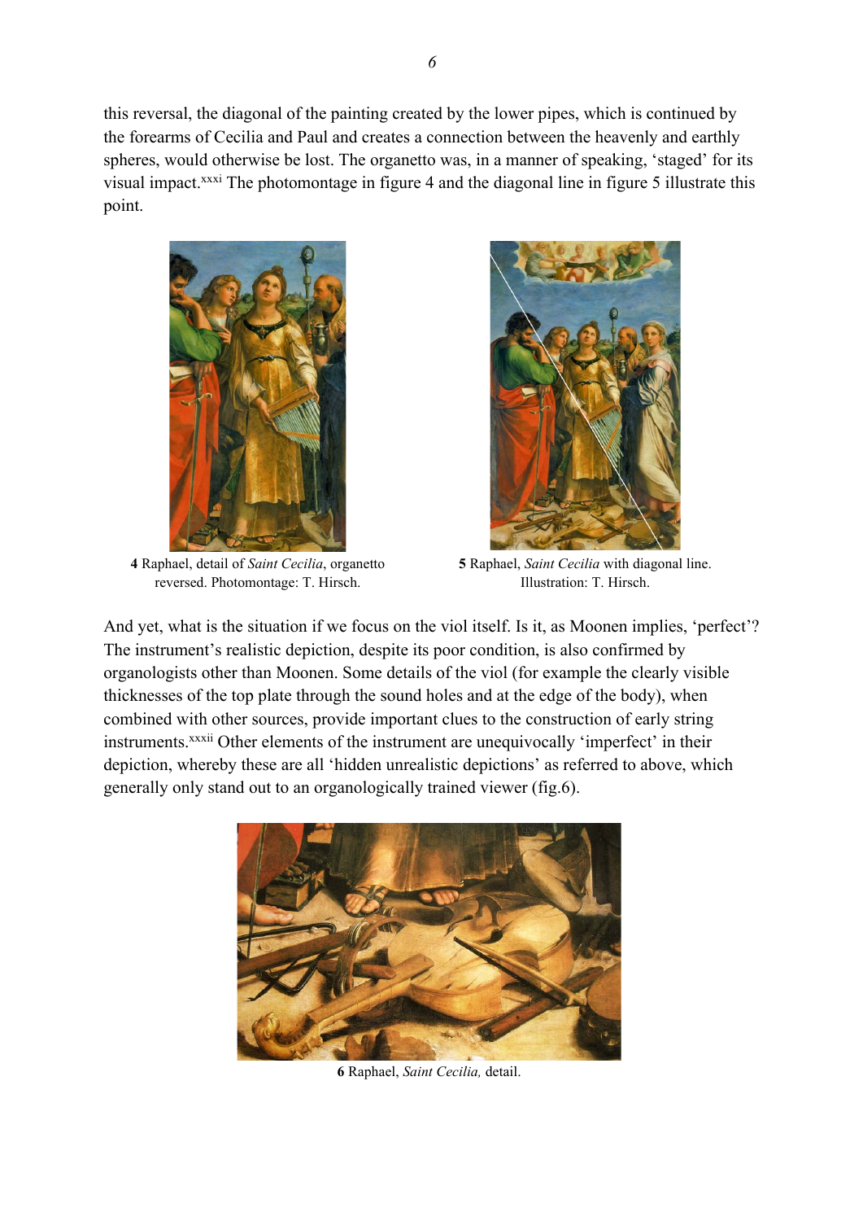this reversal, the diagonal of the painting created by the lower pipes, which is continued by the forearms of Cecilia and Paul and creates a connection between the heavenly and earthly spheres, would otherwise be lost. The organetto was, in a manner of speaking, 'staged' for its visual impact.[xxxi] The photomontage in figure 4 and the diagonal line in figure 5 illustrate this point.

**4** Raphael, detail of *Saint Cecilia*, organetto reversed. Photomontage: T. Hirsch.

**5** Raphael, *Saint Cecilia* with diagonal line. Illustration: T. Hirsch.

And yet, what is the situation if we focus on the viol itself. Is it, as Moonen implies, 'perfect'? The instrument's realistic depiction, despite its poor condition, is also confirmed by organologists other than Moonen. Some details of the viol (for example the clearly visible thicknesses of the top plate through the sound holes and at the edge of the body), when combined with other sources, provide important clues to the construction of early string instruments.[xxxii] Other elements of the instrument are unequivocally 'imperfect' in their depiction, whereby these are all 'hidden unrealistic depictions' as referred to above, which generally only stand out to an organologically trained viewer (fig.6).

**6** Raphael, *Saint Cecilia,* detail.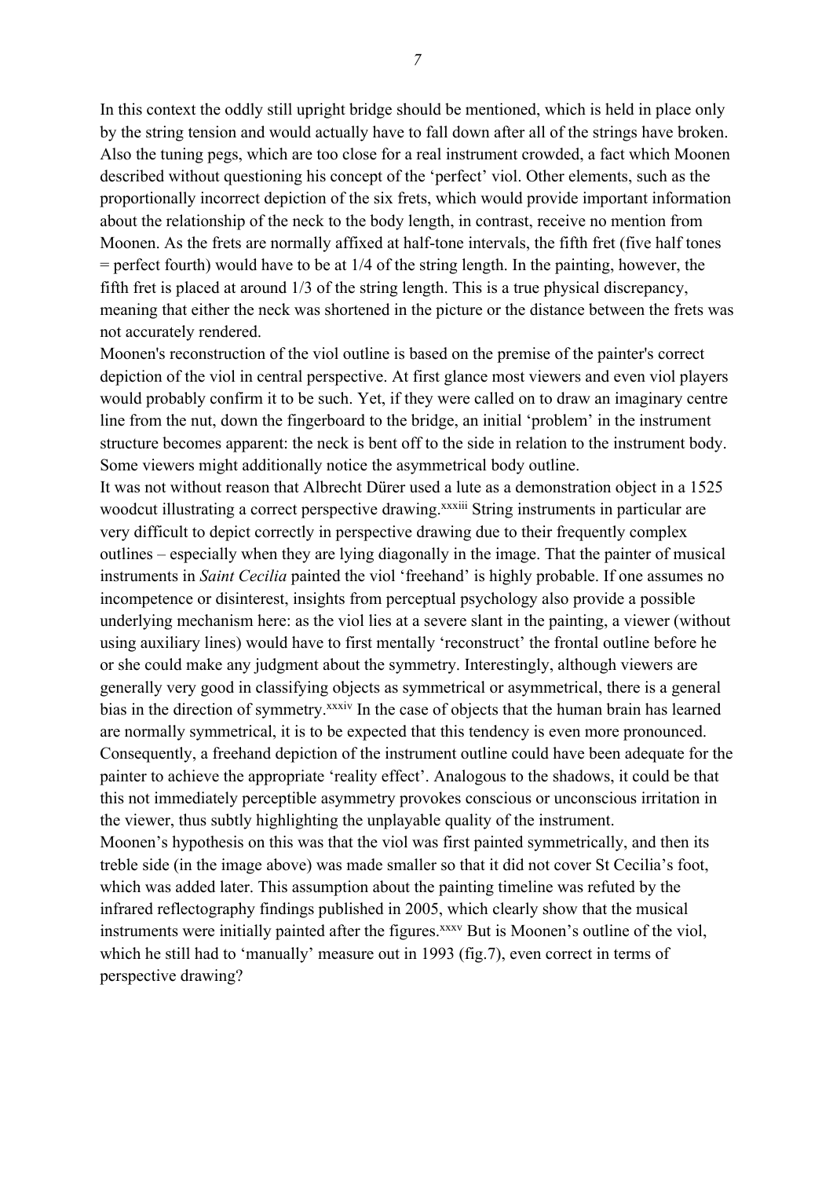In this context the oddly still upright bridge should be mentioned, which is held in place only by the string tension and would actually have to fall down after all of the strings have broken. Also the tuning pegs, which are too close for a real instrument crowded, a fact which Moonen described without questioning his concept of the 'perfect' viol. Other elements, such as the proportionally incorrect depiction of the six frets, which would provide important information about the relationship of the neck to the body length, in contrast, receive no mention from Moonen. As the frets are normally affixed at half-tone intervals, the fifth fret (five half tones = perfect fourth) would have to be at 1/4 of the string length. In the painting, however, the fifth fret is placed at around 1/3 of the string length. This is a true physical discrepancy, meaning that either the neck was shortened in the picture or the distance between the frets was not accurately rendered.

Moonen's reconstruction of the viol outline is based on the premise of the painter's correct depiction of the viol in central perspective. At first glance most viewers and even viol players would probably confirm it to be such. Yet, if they were called on to draw an imaginary centre line from the nut, down the fingerboard to the bridge, an initial 'problem' in the instrument structure becomes apparent: the neck is bent off to the side in relation to the instrument body. Some viewers might additionally notice the asymmetrical body outline.

It was not without reason that Albrecht Dürer used a lute as a demonstration object in a 1525 woodcut illustrating a correct perspective drawing.[xxxiii] String instruments in particular are very difficult to depict correctly in perspective drawing due to their frequently complex outlines – especially when they are lying diagonally in the image. That the painter of musical instruments in *Saint Cecilia* painted the viol 'freehand' is highly probable. If one assumes no incompetence or disinterest, insights from perceptual psychology also provide a possible underlying mechanism here: as the viol lies at a severe slant in the painting, a viewer (without using auxiliary lines) would have to first mentally 'reconstruct' the frontal outline before he or she could make any judgment about the symmetry. Interestingly, although viewers are generally very good in classifying objects as symmetrical or asymmetrical, there is a general bias in the direction of symmetry.[xxxiv] In the case of objects that the human brain has learned are normally symmetrical, it is to be expected that this tendency is even more pronounced. Consequently, a freehand depiction of the instrument outline could have been adequate for the painter to achieve the appropriate 'reality effect'. Analogous to the shadows, it could be that this not immediately perceptible asymmetry provokes conscious or unconscious irritation in the viewer, thus subtly highlighting the unplayable quality of the instrument.

Moonen's hypothesis on this was that the viol was first painted symmetrically, and then its treble side (in the image above) was made smaller so that it did not cover St Cecilia's foot, which was added later. This assumption about the painting timeline was refuted by the infrared reflectography findings published in 2005, which clearly show that the musical instruments were initially painted after the figures.[xxxv] But is Moonen's outline of the viol, which he still had to 'manually' measure out in 1993 (fig.7), even correct in terms of perspective drawing?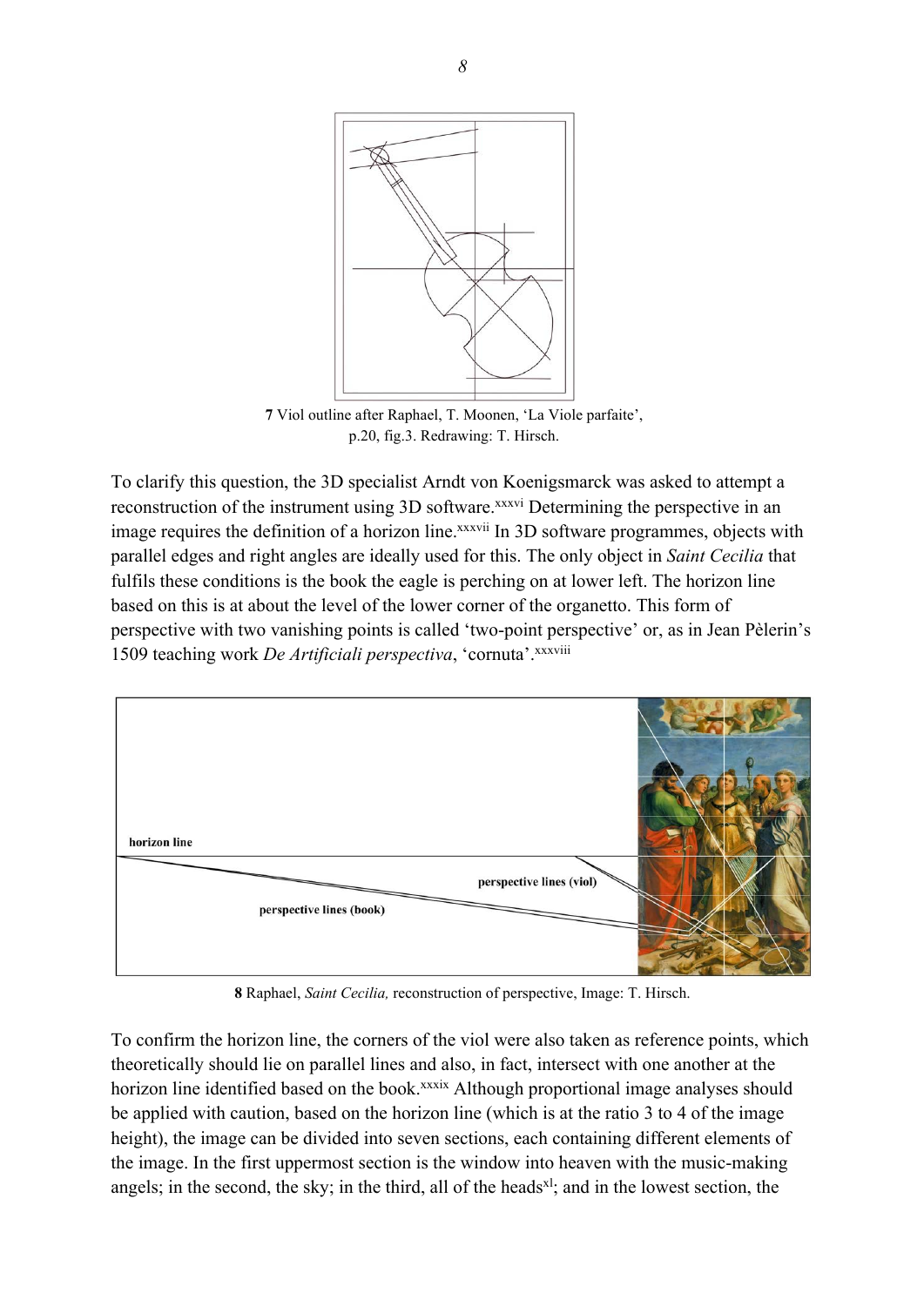7 Viol outline after Raphael, T. Moonen, 'La Viole parfaite', p.20, fig.3. Redrawing: T. Hirsch.

To clarify this question, the 3D specialist Arndt von Koenigsmarck was asked to attempt a reconstruction of the instrument using 3D software.[xxxvi] Determining the perspective in an image requires the definition of a horizon line.[xxxvii] In 3D software programmes, objects with parallel edges and right angles are ideally used for this. The only object in *Saint Cecilia* that fulfils these conditions is the book the eagle is perching on at lower left. The horizon line based on this is at about the level of the lower corner of the organetto. This form of perspective with two vanishing points is called 'two-point perspective' or, as in Jean Pèlerin's 1509 teaching work *De Artificiali perspectiva*, 'cornuta'.[xxxviii]

8 Raphael, *Saint Cecilia,* reconstruction of perspective, Image: T. Hirsch.

To confirm the horizon line, the corners of the viol were also taken as reference points, which theoretically should lie on parallel lines and also, in fact, intersect with one another at the horizon line identified based on the book.[xxxix] Although proportional image analyses should be applied with caution, based on the horizon line (which is at the ratio 3 to 4 of the image height), the image can be divided into seven sections, each containing different elements of the image. In the first uppermost section is the window into heaven with the music-making angels; in the second, the sky; in the third, all of the heads[xl]; and in the lowest section, the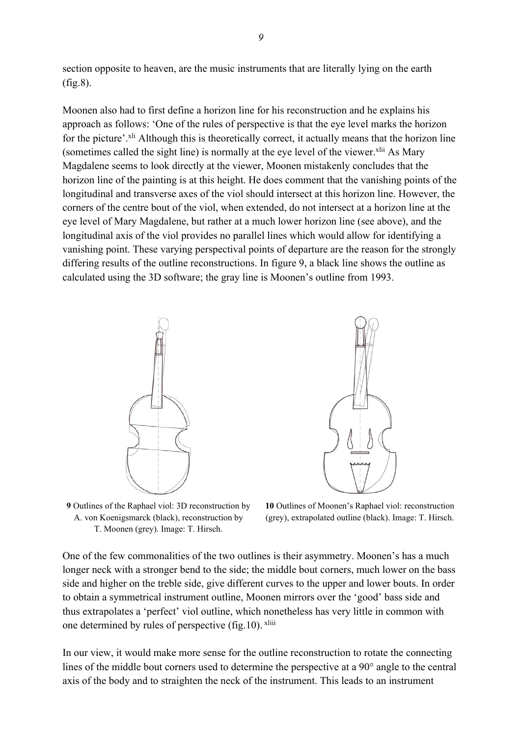section opposite to heaven, are the music instruments that are literally lying on the earth (fig.8).

Moonen also had to first define a horizon line for his reconstruction and he explains his approach as follows: 'One of the rules of perspective is that the eye level marks the horizon for the picture'.[xli] Although this is theoretically correct, it actually means that the horizon line (sometimes called the sight line) is normally at the eye level of the viewer.[xlii] As Mary Magdalene seems to look directly at the viewer, Moonen mistakenly concludes that the horizon line of the painting is at this height. He does comment that the vanishing points of the longitudinal and transverse axes of the viol should intersect at this horizon line. However, the corners of the centre bout of the viol, when extended, do not intersect at a horizon line at the eye level of Mary Magdalene, but rather at a much lower horizon line (see above), and the longitudinal axis of the viol provides no parallel lines which would allow for identifying a vanishing point. These varying perspectival points of departure are the reason for the strongly differing results of the outline reconstructions. In figure 9, a black line shows the outline as calculated using the 3D software; the gray line is Moonen's outline from 1993.

**9** Outlines of the Raphael viol: 3D reconstruction by A. von Koenigsmarck (black), reconstruction by T. Moonen (grey). Image: T. Hirsch.

**10** Outlines of Moonen's Raphael viol: reconstruction (grey), extrapolated outline (black). Image: T. Hirsch.

One of the few commonalities of the two outlines is their asymmetry. Moonen's has a much longer neck with a stronger bend to the side; the middle bout corners, much lower on the bass side and higher on the treble side, give different curves to the upper and lower bouts. In order to obtain a symmetrical instrument outline, Moonen mirrors over the 'good' bass side and thus extrapolates a 'perfect' viol outline, which nonetheless has very little in common with one determined by rules of perspective (fig.10).[xliii]

In our view, it would make more sense for the outline reconstruction to rotate the connecting lines of the middle bout corners used to determine the perspective at a 90° angle to the central axis of the body and to straighten the neck of the instrument. This leads to an instrument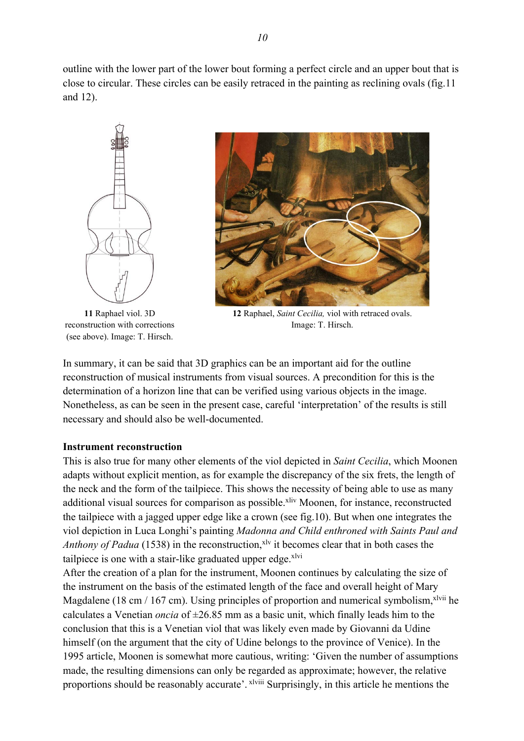outline with the lower part of the lower bout forming a perfect circle and an upper bout that is close to circular. These circles can be easily retraced in the painting as reclining ovals (fig.11 and 12).

**11** Raphael viol. 3D reconstruction with corrections (see above). Image: T. Hirsch.

**12** Raphael, *Saint Cecilia,* viol with retraced ovals. Image: T. Hirsch.

In summary, it can be said that 3D graphics can be an important aid for the outline reconstruction of musical instruments from visual sources. A precondition for this is the determination of a horizon line that can be verified using various objects in the image. Nonetheless, as can be seen in the present case, careful 'interpretation' of the results is still necessary and should also be well-documented.

**Instrument reconstruction**

This is also true for many other elements of the viol depicted in *Saint Cecilia*, which Moonen adapts without explicit mention, as for example the discrepancy of the six frets, the length of the neck and the form of the tailpiece. This shows the necessity of being able to use as many additional visual sources for comparison as possible.[xliv] Moonen, for instance, reconstructed the tailpiece with a jagged upper edge like a crown (see fig.10). But when one integrates the viol depiction in Luca Longhi's painting *Madonna and Child enthroned with Saints Paul and Anthony of Padua* (1538) in the reconstruction,[xlv] it becomes clear that in both cases the tailpiece is one with a stair-like graduated upper edge.[xlvi]

After the creation of a plan for the instrument, Moonen continues by calculating the size of the instrument on the basis of the estimated length of the face and overall height of Mary Magdalene (18 cm / 167 cm). Using principles of proportion and numerical symbolism,[xlvii] he calculates a Venetian *oncia* of ±26.85 mm as a basic unit, which finally leads him to the conclusion that this is a Venetian viol that was likely even made by Giovanni da Udine himself (on the argument that the city of Udine belongs to the province of Venice). In the 1995 article, Moonen is somewhat more cautious, writing: 'Given the number of assumptions made, the resulting dimensions can only be regarded as approximate; however, the relative proportions should be reasonably accurate'.[xlviii] Surprisingly, in this article he mentions the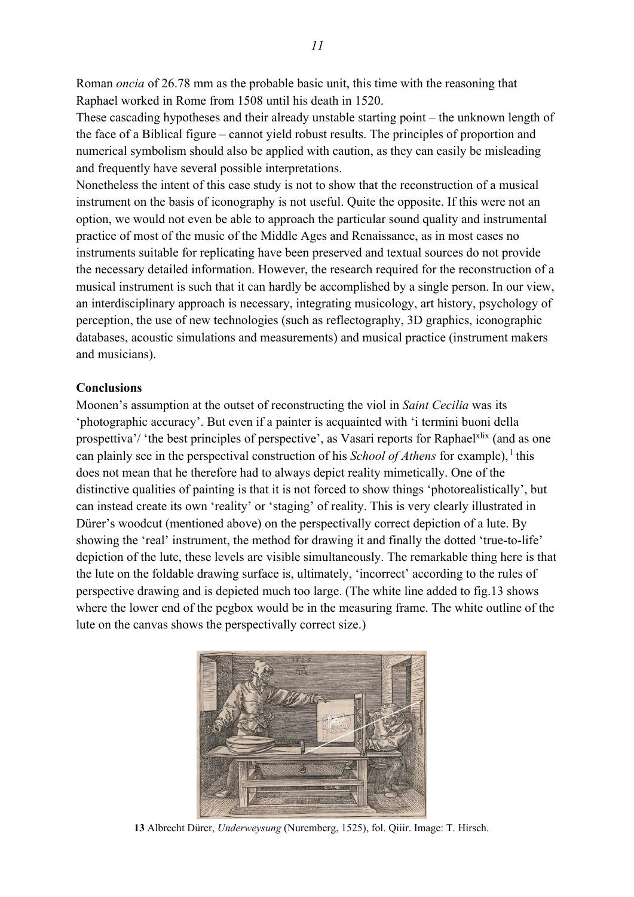Roman *oncia* of 26.78 mm as the probable basic unit, this time with the reasoning that Raphael worked in Rome from 1508 until his death in 1520.

These cascading hypotheses and their already unstable starting point – the unknown length of the face of a Biblical figure – cannot yield robust results. The principles of proportion and numerical symbolism should also be applied with caution, as they can easily be misleading and frequently have several possible interpretations.

Nonetheless the intent of this case study is not to show that the reconstruction of a musical instrument on the basis of iconography is not useful. Quite the opposite. If this were not an option, we would not even be able to approach the particular sound quality and instrumental practice of most of the music of the Middle Ages and Renaissance, as in most cases no instruments suitable for replicating have been preserved and textual sources do not provide the necessary detailed information. However, the research required for the reconstruction of a musical instrument is such that it can hardly be accomplished by a single person. In our view, an interdisciplinary approach is necessary, integrating musicology, art history, psychology of perception, the use of new technologies (such as reflectography, 3D graphics, iconographic databases, acoustic simulations and measurements) and musical practice (instrument makers and musicians).

**Conclusions**

Moonen's assumption at the outset of reconstructing the viol in *Saint Cecilia* was its 'photographic accuracy'. But even if a painter is acquainted with 'i termini buoni della prospettiva'/ 'the best principles of perspective', as Vasari reports for Raphael[xlix] (and as one can plainly see in the perspectival construction of his *School of Athens* for example),[l] this does not mean that he therefore had to always depict reality mimetically. One of the distinctive qualities of painting is that it is not forced to show things 'photorealistically', but can instead create its own 'reality' or 'staging' of reality. This is very clearly illustrated in Dürer's woodcut (mentioned above) on the perspectivally correct depiction of a lute. By showing the 'real' instrument, the method for drawing it and finally the dotted 'true-to-life' depiction of the lute, these levels are visible simultaneously. The remarkable thing here is that the lute on the foldable drawing surface is, ultimately, 'incorrect' according to the rules of perspective drawing and is depicted much too large. (The white line added to fig.13 shows where the lower end of the pegbox would be in the measuring frame. The white outline of the lute on the canvas shows the perspectivally correct size.)

**13** Albrecht Dürer, *Underweysung* (Nuremberg, 1525), fol. Qiiir. Image: T. Hirsch.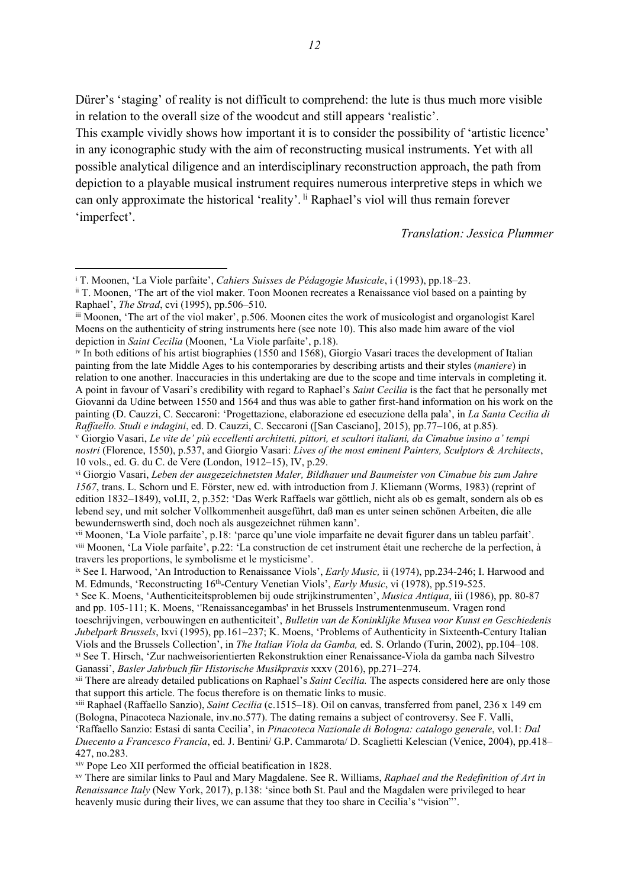Dürer's 'staging' of reality is not difficult to comprehend: the lute is thus much more visible in relation to the overall size of the woodcut and still appears 'realistic'.

This example vividly shows how important it is to consider the possibility of 'artistic licence' in any iconographic study with the aim of reconstructing musical instruments. Yet with all possible analytical diligence and an interdisciplinary reconstruction approach, the path from depiction to a playable musical instrument requires numerous interpretive steps in which we can only approximate the historical 'reality'. [li] Raphael's viol will thus remain forever 'imperfect'.

*Translation: Jessica Plummer*

---

[i] T. Moonen, 'La Viole parfaite', *Cahiers Suisses de Pédagogie Musicale*, i (1993), pp.18–23.

[ii] T. Moonen, 'The art of the viol maker. Toon Moonen recreates a Renaissance viol based on a painting by Raphael', *The Strad*, cvi (1995), pp.506–510.

[iii] Moonen, 'The art of the viol maker', p.506. Moonen cites the work of musicologist and organologist Karel Moens on the authenticity of string instruments here (see note 10). This also made him aware of the viol depiction in *Saint Cecilia* (Moonen, 'La Viole parfaite', p.18).

[iv] In both editions of his artist biographies (1550 and 1568), Giorgio Vasari traces the development of Italian painting from the late Middle Ages to his contemporaries by describing artists and their styles (*maniere*) in relation to one another. Inaccuracies in this undertaking are due to the scope and time intervals in completing it. A point in favour of Vasari's credibility with regard to Raphael's *Saint Cecilia* is the fact that he personally met Giovanni da Udine between 1550 and 1564 and thus was able to gather first-hand information on his work on the painting (D. Cauzzi, C. Seccaroni: 'Progettazione, elaborazione ed esecuzione della pala', in *La Santa Cecilia di Raffaello. Studi e indagini*, ed. D. Cauzzi, C. Seccaroni ([San Casciano], 2015), pp.77–106, at p.85).

[v] Giorgio Vasari, *Le vite de' più eccellenti architetti, pittori, et scultori italiani, da Cimabue insino a' tempi nostri* (Florence, 1550), p.537, and Giorgio Vasari: *Lives of the most eminent Painters, Sculptors & Architects*, 10 vols., ed. G. du C. de Vere (London, 1912–15), IV, p.29.

[vi] Giorgio Vasari, *Leben der ausgezeichnetsten Maler, Bildhauer und Baumeister von Cimabue bis zum Jahre 1567*, trans. L. Schorn und E. Förster, new ed. with introduction from J. Kliemann (Worms, 1983) (reprint of edition 1832–1849), vol.II, 2, p.352: 'Das Werk Raffaels war göttlich, nicht als ob es gemalt, sondern als ob es lebend sey, und mit solcher Vollkommenheit ausgeführt, daß man es unter seinen schönen Arbeiten, die alle bewundernswerth sind, doch noch als ausgezeichnet rühmen kann'.

[vii] Moonen, 'La Viole parfaite', p.18: 'parce qu'une viole imparfaite ne devait figurer dans un tableu parfait'.

[viii] Moonen, 'La Viole parfaite', p.22: 'La construction de cet instrument était une recherche de la perfection, à travers les proportions, le symbolisme et le mysticisme'.

[ix] See I. Harwood, 'An Introduction to Renaissance Viols', *Early Music,* ii (1974), pp.234-246; I. Harwood and M. Edmunds, 'Reconstructing 16th-Century Venetian Viols', *Early Music*, vi (1978), pp.519-525.

[x] See K. Moens, 'Authenticiteitsproblemen bij oude strijkinstrumenten', *Musica Antiqua*, iii (1986), pp. 80-87 and pp. 105-111; K. Moens, ''Renaissancegambas' in het Brussels Instrumentenmuseum. Vragen rond toeschrijvingen, verbouwingen en authenticiteit', *Bulletin van de Koninklijke Musea voor Kunst en Geschiedenis Jubelpark Brussels*, lxvi (1995), pp.161–237; K. Moens, 'Problems of Authenticity in Sixteenth-Century Italian Viols and the Brussels Collection', in *The Italian Viola da Gamba,* ed. S. Orlando (Turin, 2002), pp.104–108.

[xi] See T. Hirsch, 'Zur nachweisorientierten Rekonstruktion einer Renaissance-Viola da gamba nach Silvestro Ganassi', *Basler Jahrbuch für Historische Musikpraxis* xxxv (2016), pp.271–274.

[xii] There are already detailed publications on Raphael's *Saint Cecilia.* The aspects considered here are only those that support this article. The focus therefore is on thematic links to music.

[xiii] Raphael (Raffaello Sanzio), *Saint Cecilia* (c.1515–18). Oil on canvas, transferred from panel, 236 x 149 cm (Bologna, Pinacoteca Nazionale, inv.no.577). The dating remains a subject of controversy. See F. Valli, 'Raffaello Sanzio: Estasi di santa Cecilia', in *Pinacoteca Nazionale di Bologna: catalogo generale*, vol.1: *Dal Duecento a Francesco Francia*, ed. J. Bentini/ G.P. Cammarota/ D. Scaglietti Kelescian (Venice, 2004), pp.418–427, no.283.

[xiv] Pope Leo XII performed the official beatification in 1828.

[xv] There are similar links to Paul and Mary Magdalene. See R. Williams, *Raphael and the Redefinition of Art in Renaissance Italy* (New York, 2017), p.138: 'since both St. Paul and the Magdalen were privileged to hear heavenly music during their lives, we can assume that they too share in Cecilia's "vision"'.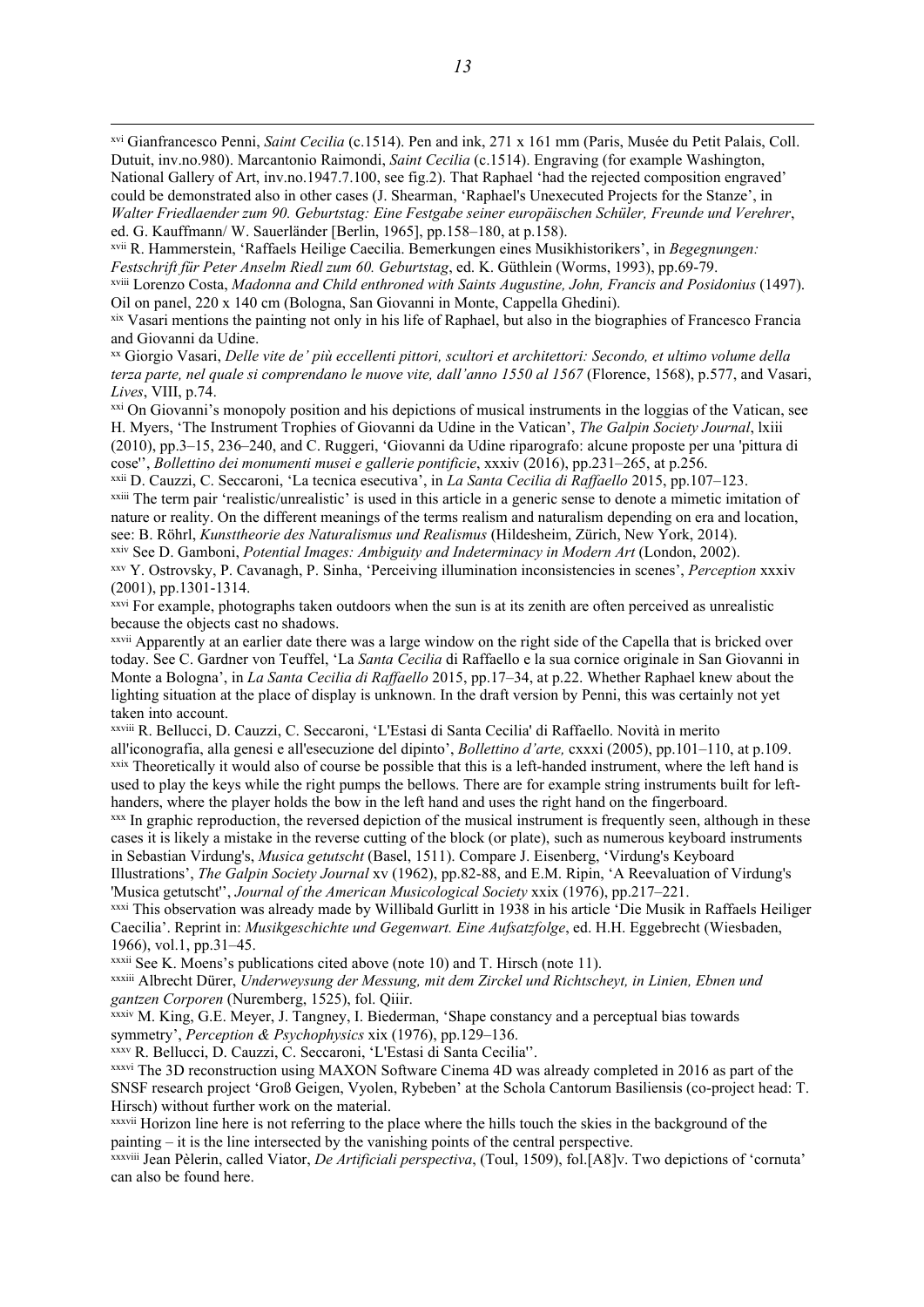[xvi] Gianfrancesco Penni, *Saint Cecilia* (c.1514). Pen and ink, 271 x 161 mm (Paris, Musée du Petit Palais, Coll. Dutuit, inv.no.980). Marcantonio Raimondi, *Saint Cecilia* (c.1514). Engraving (for example Washington, National Gallery of Art, inv.no.1947.7.100, see fig.2). That Raphael 'had the rejected composition engraved' could be demonstrated also in other cases (J. Shearman, 'Raphael's Unexecuted Projects for the Stanze', in *Walter Friedlaender zum 90. Geburtstag: Eine Festgabe seiner europäischen Schüler, Freunde und Verehrer*, ed. G. Kauffmann/ W. Sauerländer [Berlin, 1965], pp.158–180, at p.158).

[xvii] R. Hammerstein, 'Raffaels Heilige Caecilia. Bemerkungen eines Musikhistorikers', in *Begegnungen: Festschrift für Peter Anselm Riedl zum 60. Geburtstag*, ed. K. Güthlein (Worms, 1993), pp.69-79.

[xviii] Lorenzo Costa, *Madonna and Child enthroned with Saints Augustine, John, Francis and Posidonius* (1497). Oil on panel, 220 x 140 cm (Bologna, San Giovanni in Monte, Cappella Ghedini).

[xix] Vasari mentions the painting not only in his life of Raphael, but also in the biographies of Francesco Francia and Giovanni da Udine.

[xx] Giorgio Vasari, *Delle vite de' più eccellenti pittori, scultori et architettori: Secondo, et ultimo volume della terza parte, nel quale si comprendano le nuove vite, dall'anno 1550 al 1567* (Florence, 1568), p.577, and Vasari, *Lives*, VIII, p.74.

[xxi] On Giovanni's monopoly position and his depictions of musical instruments in the loggias of the Vatican, see H. Myers, 'The Instrument Trophies of Giovanni da Udine in the Vatican', *The Galpin Society Journal*, lxiii (2010), pp.3–15, 236–240, and C. Ruggeri, 'Giovanni da Udine riparografo: alcune proposte per una 'pittura di cose'', *Bollettino dei monumenti musei e gallerie pontificie*, xxxiv (2016), pp.231–265, at p.256.

[xxii] D. Cauzzi, C. Seccaroni, 'La tecnica esecutiva', in *La Santa Cecilia di Raffaello* 2015, pp.107–123.

[xxiii] The term pair 'realistic/unrealistic' is used in this article in a generic sense to denote a mimetic imitation of nature or reality. On the different meanings of the terms realism and naturalism depending on era and location, see: B. Röhrl, *Kunsttheorie des Naturalismus und Realismus* (Hildesheim, Zürich, New York, 2014).

[xxiv] See D. Gamboni, *Potential Images: Ambiguity and Indeterminacy in Modern Art* (London, 2002).

[xxv] Y. Ostrovsky, P. Cavanagh, P. Sinha, 'Perceiving illumination inconsistencies in scenes', *Perception* xxxiv (2001), pp.1301-1314.

[xxvi] For example, photographs taken outdoors when the sun is at its zenith are often perceived as unrealistic because the objects cast no shadows.

[xxvii] Apparently at an earlier date there was a large window on the right side of the Capella that is bricked over today. See C. Gardner von Teuffel, 'La *Santa Cecilia* di Raffaello e la sua cornice originale in San Giovanni in Monte a Bologna', in *La Santa Cecilia di Raffaello* 2015, pp.17–34, at p.22. Whether Raphael knew about the lighting situation at the place of display is unknown. In the draft version by Penni, this was certainly not yet taken into account.

[xxviii] R. Bellucci, D. Cauzzi, C. Seccaroni, 'L'Estasi di Santa Cecilia' di Raffaello. Novità in merito all'iconografia, alla genesi e all'esecuzione del dipinto', *Bollettino d'arte,* cxxxi (2005), pp.101–110, at p.109.

[xxix] Theoretically it would also of course be possible that this is a left-handed instrument, where the left hand is used to play the keys while the right pumps the bellows. There are for example string instruments built for left-handers, where the player holds the bow in the left hand and uses the right hand on the fingerboard.

[xxx] In graphic reproduction, the reversed depiction of the musical instrument is frequently seen, although in these cases it is likely a mistake in the reverse cutting of the block (or plate), such as numerous keyboard instruments in Sebastian Virdung's, *Musica getutscht* (Basel, 1511). Compare J. Eisenberg, 'Virdung's Keyboard Illustrations', *The Galpin Society Journal* xv (1962), pp.82-88, and E.M. Ripin, 'A Reevaluation of Virdung's 'Musica getutscht'', *Journal of the American Musicological Society* xxix (1976), pp.217–221.

[xxxi] This observation was already made by Willibald Gurlitt in 1938 in his article 'Die Musik in Raffaels Heiliger Caecilia'. Reprint in: *Musikgeschichte und Gegenwart. Eine Aufsatzfolge*, ed. H.H. Eggebrecht (Wiesbaden, 1966), vol.1, pp.31–45.

[xxxii] See K. Moens's publications cited above (note 10) and T. Hirsch (note 11).

[xxxiii] Albrecht Dürer, *Underweysung der Messung, mit dem Zirckel und Richtscheyt, in Linien, Ebnen und gantzen Corporen* (Nuremberg, 1525), fol. Qiiir.

[xxxiv] M. King, G.E. Meyer, J. Tangney, I. Biederman, 'Shape constancy and a perceptual bias towards symmetry', *Perception & Psychophysics* xix (1976), pp.129–136.

[xxxv] R. Bellucci, D. Cauzzi, C. Seccaroni, 'L'Estasi di Santa Cecilia''.

[xxxvi] The 3D reconstruction using MAXON Software Cinema 4D was already completed in 2016 as part of the SNSF research project 'Groß Geigen, Vyolen, Rybeben' at the Schola Cantorum Basiliensis (co-project head: T. Hirsch) without further work on the material.

[xxxvii] Horizon line here is not referring to the place where the hills touch the skies in the background of the painting – it is the line intersected by the vanishing points of the central perspective.

[xxxviii] Jean Pèlerin, called Viator, *De Artificiali perspectiva*, (Toul, 1509), fol.[A8]v. Two depictions of 'cornuta' can also be found here.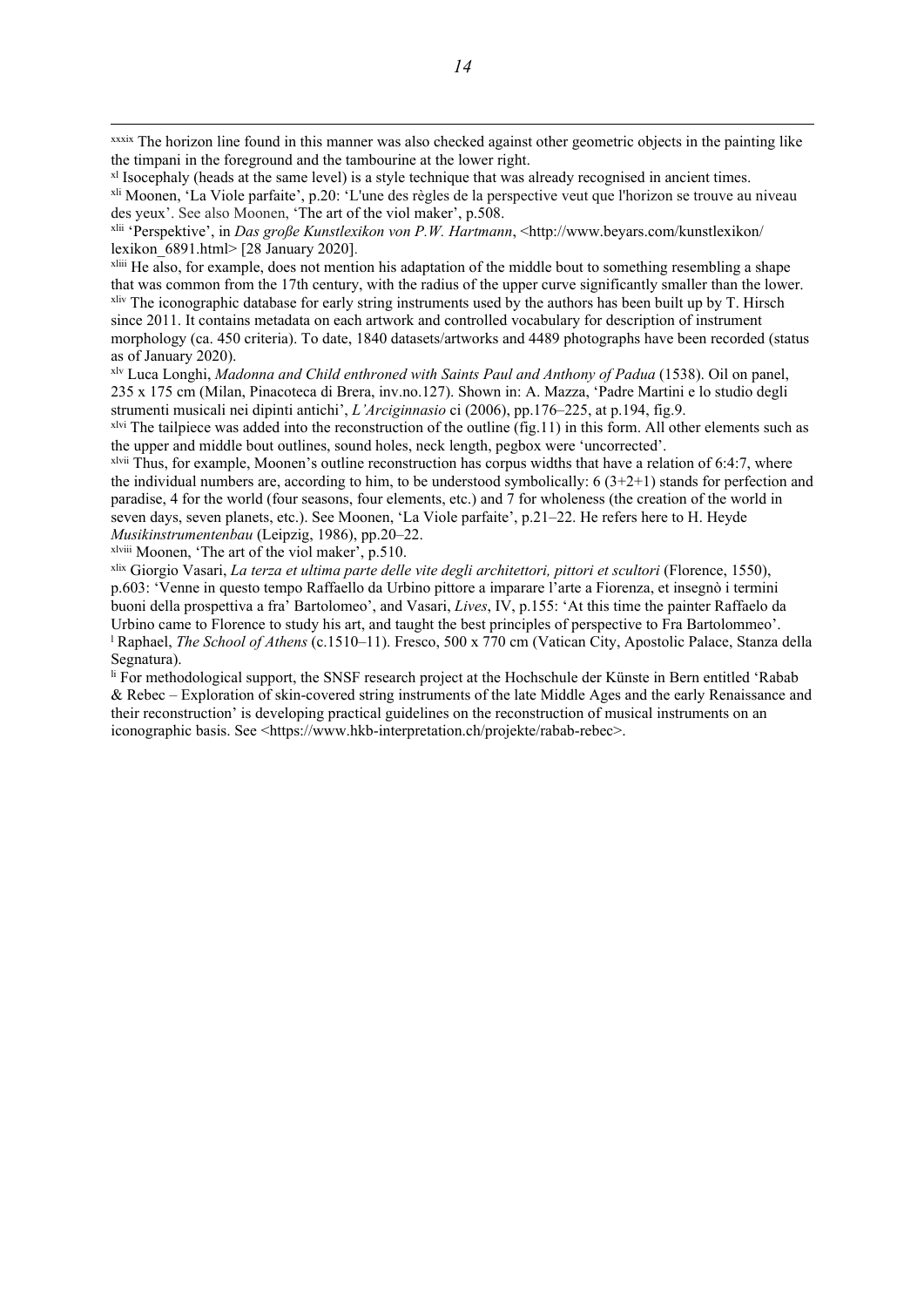[xxxix] The horizon line found in this manner was also checked against other geometric objects in the painting like the timpani in the foreground and the tambourine at the lower right.

[xl] Isocephaly (heads at the same level) is a style technique that was already recognised in ancient times.

[xli] Moonen, 'La Viole parfaite', p.20: 'L'une des règles de la perspective veut que l'horizon se trouve au niveau des yeux'. See also Moonen, 'The art of the viol maker', p.508.

[xlii] 'Perspektive', in *Das große Kunstlexikon von P.W. Hartmann*, <http://www.beyars.com/kunstlexikon/lexikon_6891.html> [28 January 2020].

[xliii] He also, for example, does not mention his adaptation of the middle bout to something resembling a shape that was common from the 17th century, with the radius of the upper curve significantly smaller than the lower.

[xliv] The iconographic database for early string instruments used by the authors has been built up by T. Hirsch since 2011. It contains metadata on each artwork and controlled vocabulary for description of instrument morphology (ca. 450 criteria). To date, 1840 datasets/artworks and 4489 photographs have been recorded (status as of January 2020).

[xlv] Luca Longhi, *Madonna and Child enthroned with Saints Paul and Anthony of Padua* (1538). Oil on panel, 235 x 175 cm (Milan, Pinacoteca di Brera, inv.no.127). Shown in: A. Mazza, 'Padre Martini e lo studio degli strumenti musicali nei dipinti antichi', *L'Arciginnasio* ci (2006), pp.176–225, at p.194, fig.9.

[xlvi] The tailpiece was added into the reconstruction of the outline (fig.11) in this form. All other elements such as the upper and middle bout outlines, sound holes, neck length, pegbox were 'uncorrected'.

[xlvii] Thus, for example, Moonen's outline reconstruction has corpus widths that have a relation of 6:4:7, where the individual numbers are, according to him, to be understood symbolically: 6 (3+2+1) stands for perfection and paradise, 4 for the world (four seasons, four elements, etc.) and 7 for wholeness (the creation of the world in seven days, seven planets, etc.). See Moonen, 'La Viole parfaite', p.21–22. He refers here to H. Heyde *Musikinstrumentenbau* (Leipzig, 1986), pp.20–22.

[xlviii] Moonen, 'The art of the viol maker', p.510.

[xlix] Giorgio Vasari, *La terza et ultima parte delle vite degli architettori, pittori et scultori* (Florence, 1550), p.603: 'Venne in questo tempo Raffaello da Urbino pittore a imparare l'arte a Fiorenza, et insegnò i termini buoni della prospettiva a fra' Bartolomeo', and Vasari, *Lives*, IV, p.155: 'At this time the painter Raffaelo da Urbino came to Florence to study his art, and taught the best principles of perspective to Fra Bartolommeo'.

[l] Raphael, *The School of Athens* (c.1510–11). Fresco, 500 x 770 cm (Vatican City, Apostolic Palace, Stanza della Segnatura).

[li] For methodological support, the SNSF research project at the Hochschule der Künste in Bern entitled 'Rabab & Rebec – Exploration of skin-covered string instruments of the late Middle Ages and the early Renaissance and their reconstruction' is developing practical guidelines on the reconstruction of musical instruments on an iconographic basis. See <https://www.hkb-interpretation.ch/projekte/rabab-rebec>.